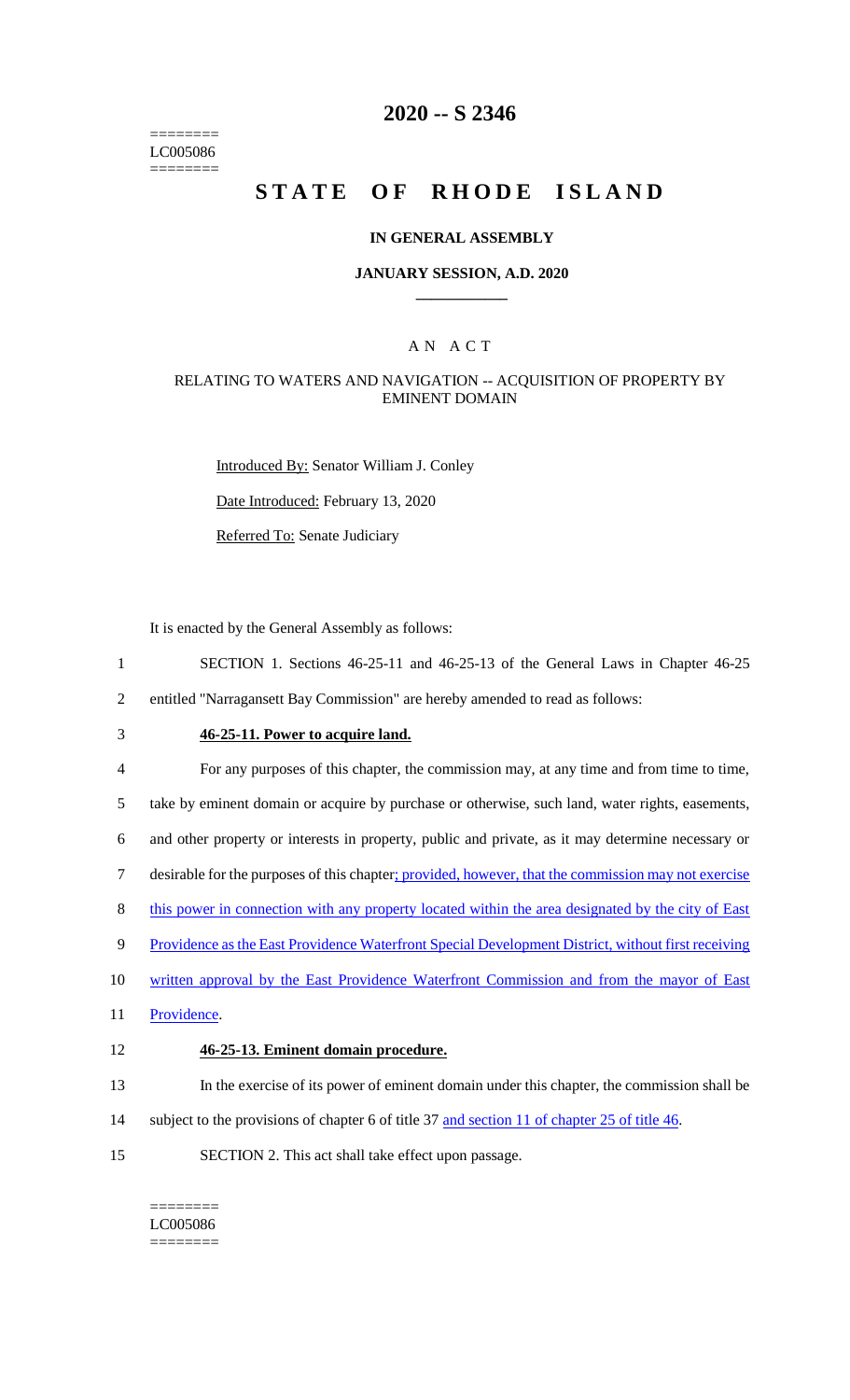========
LC005086
========

# 2020 -- S 2346

# STATE OF RHODE ISLAND

### IN GENERAL ASSEMBLY

### JANUARY SESSION, A.D. 2020

## A N A C T

### RELATING TO WATERS AND NAVIGATION -- ACQUISITION OF PROPERTY BY EMINENT DOMAIN

Introduced By: Senator William J. Conley

Date Introduced: February 13, 2020

Referred To: Senate Judiciary

It is enacted by the General Assembly as follows:

1 SECTION 1. Sections 46-25-11 and 46-25-13 of the General Laws in Chapter 46-25
2 entitled "Narragansett Bay Commission" are hereby amended to read as follows:

3 **46-25-11. Power to acquire land.**

4 For any purposes of this chapter, the commission may, at any time and from time to time,
5 take by eminent domain or acquire by purchase or otherwise, such land, water rights, easements,
6 and other property or interests in property, public and private, as it may determine necessary or
7 desirable for the purposes of this chapter; provided, however, that the commission may not exercise
8 this power in connection with any property located within the area designated by the city of East
9 Providence as the East Providence Waterfront Special Development District, without first receiving
10 written approval by the East Providence Waterfront Commission and from the mayor of East
11 Providence.

12 **46-25-13. Eminent domain procedure.**

13 In the exercise of its power of eminent domain under this chapter, the commission shall be
14 subject to the provisions of chapter 6 of title 37 and section 11 of chapter 25 of title 46.

15 SECTION 2. This act shall take effect upon passage.

========
LC005086
========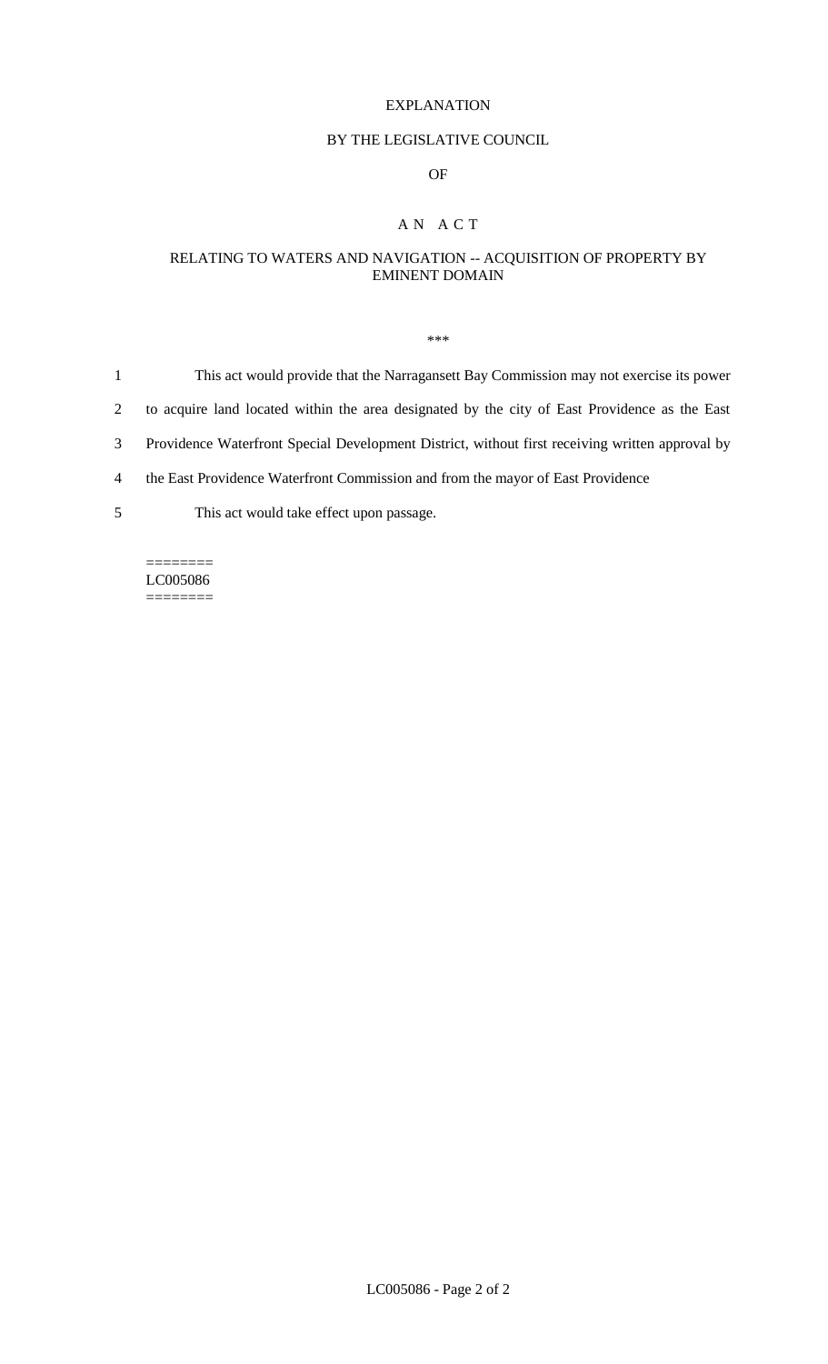EXPLANATION

BY THE LEGISLATIVE COUNCIL

OF

A N A C T

RELATING TO WATERS AND NAVIGATION -- ACQUISITION OF PROPERTY BY EMINENT DOMAIN

\*\*\*

This act would provide that the Narragansett Bay Commission may not exercise its power to acquire land located within the area designated by the city of East Providence as the East Providence Waterfront Special Development District, without first receiving written approval by the East Providence Waterfront Commission and from the mayor of East Providence

This act would take effect upon passage.

========
LC005086
========